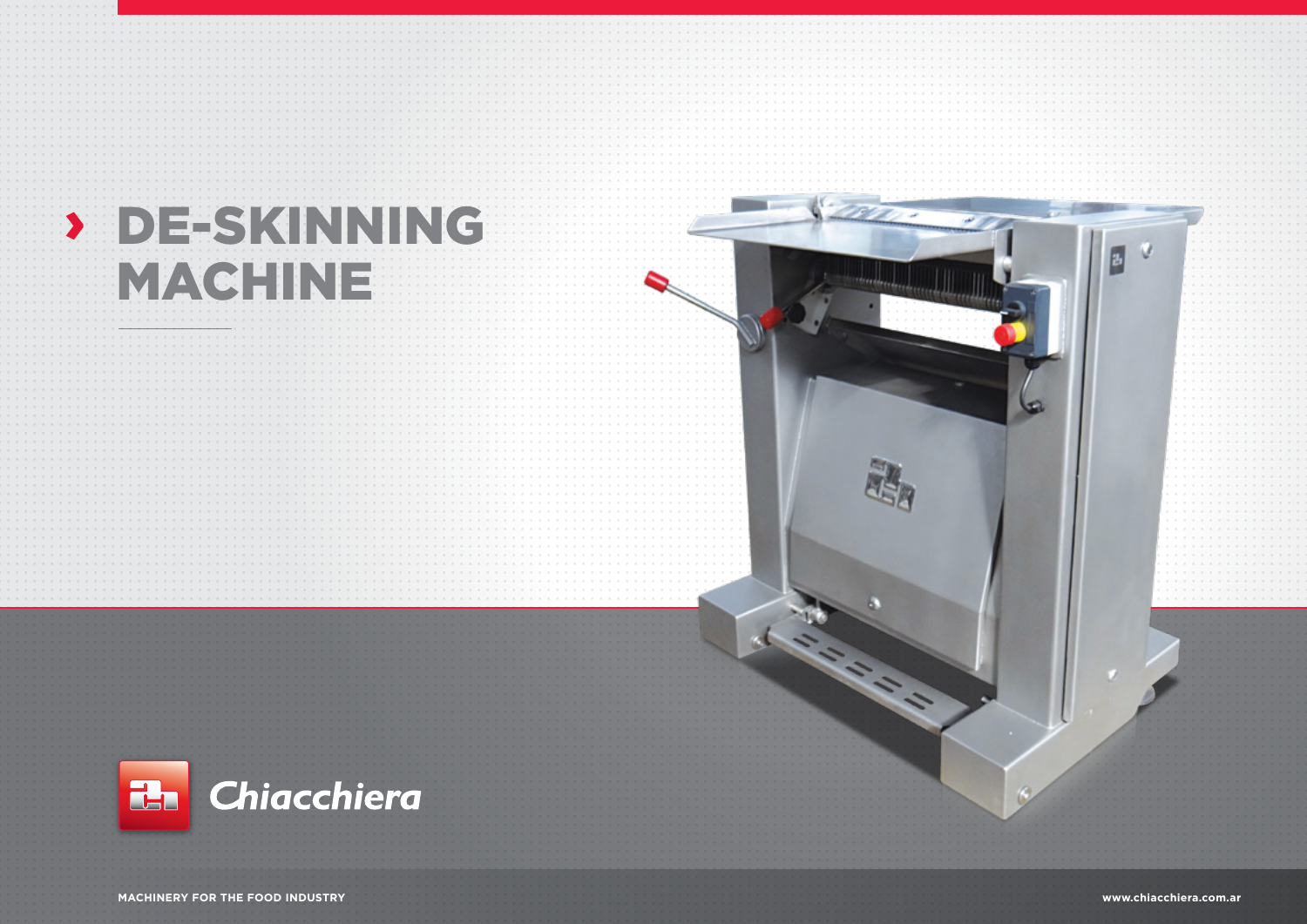# DE-SKINNING MACHINE

Chiacchiera

MACHINERY FOR THE FOOD INDUSTRY

www.chiacchiera.com.ar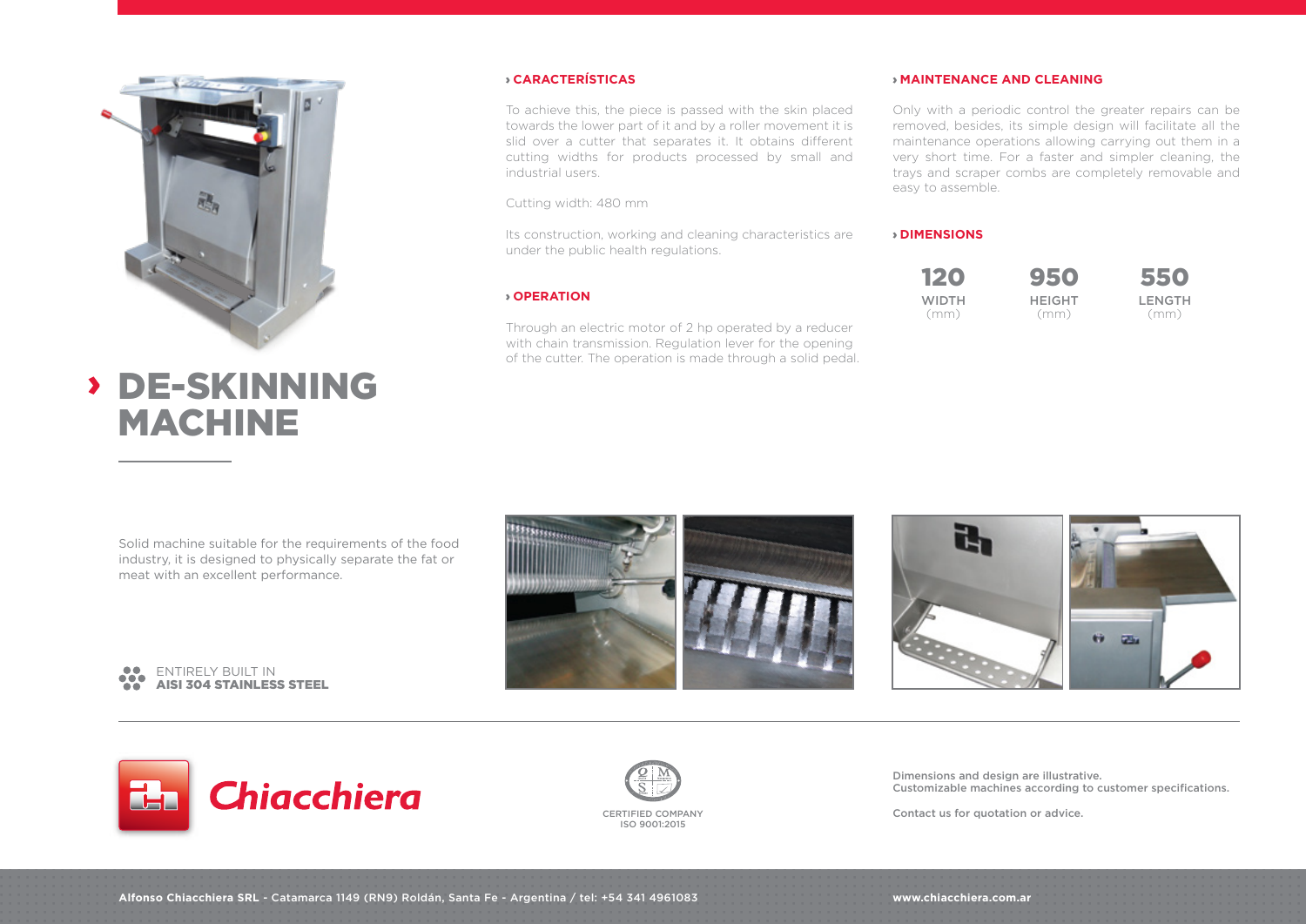# DE-SKINNING MACHINE

Solid machine suitable for the requirements of the food industry, it is designed to physically separate the fat or meat with an excellent performance.

ENTIRELY BUILT IN
**AISI 304 STAINLESS STEEL**

## CARACTERÍSTICAS

To achieve this, the piece is passed with the skin placed towards the lower part of it and by a roller movement it is slid over a cutter that separates it. It obtains different cutting widths for products processed by small and industrial users.

Cutting width: 480 mm

Its construction, working and cleaning characteristics are under the public health regulations.

## OPERATION

Through an electric motor of 2 hp operated by a reducer with chain transmission. Regulation lever for the opening of the cutter. The operation is made through a solid pedal.

## MAINTENANCE AND CLEANING

Only with a periodic control the greater repairs can be removed, besides, its simple design will facilitate all the maintenance operations allowing carrying out them in a very short time. For a faster and simpler cleaning, the trays and scraper combs are completely removable and easy to assemble.

## DIMENSIONS

| WIDTH (mm) | HEIGHT (mm) | LENGTH (mm) |
|---|---|---|
| 120 | 950 | 550 |

Chiacchiera

CERTIFIED COMPANY
ISO 9001:2015

Dimensions and design are illustrative.
Customizable machines according to customer specifications.

Contact us for quotation or advice.

**Alfonso Chiacchiera SRL** - Catamarca 1149 (RN9) Roldán, Santa Fe - Argentina / tel: +54 341 4961083

**www.chiacchiera.com.ar**